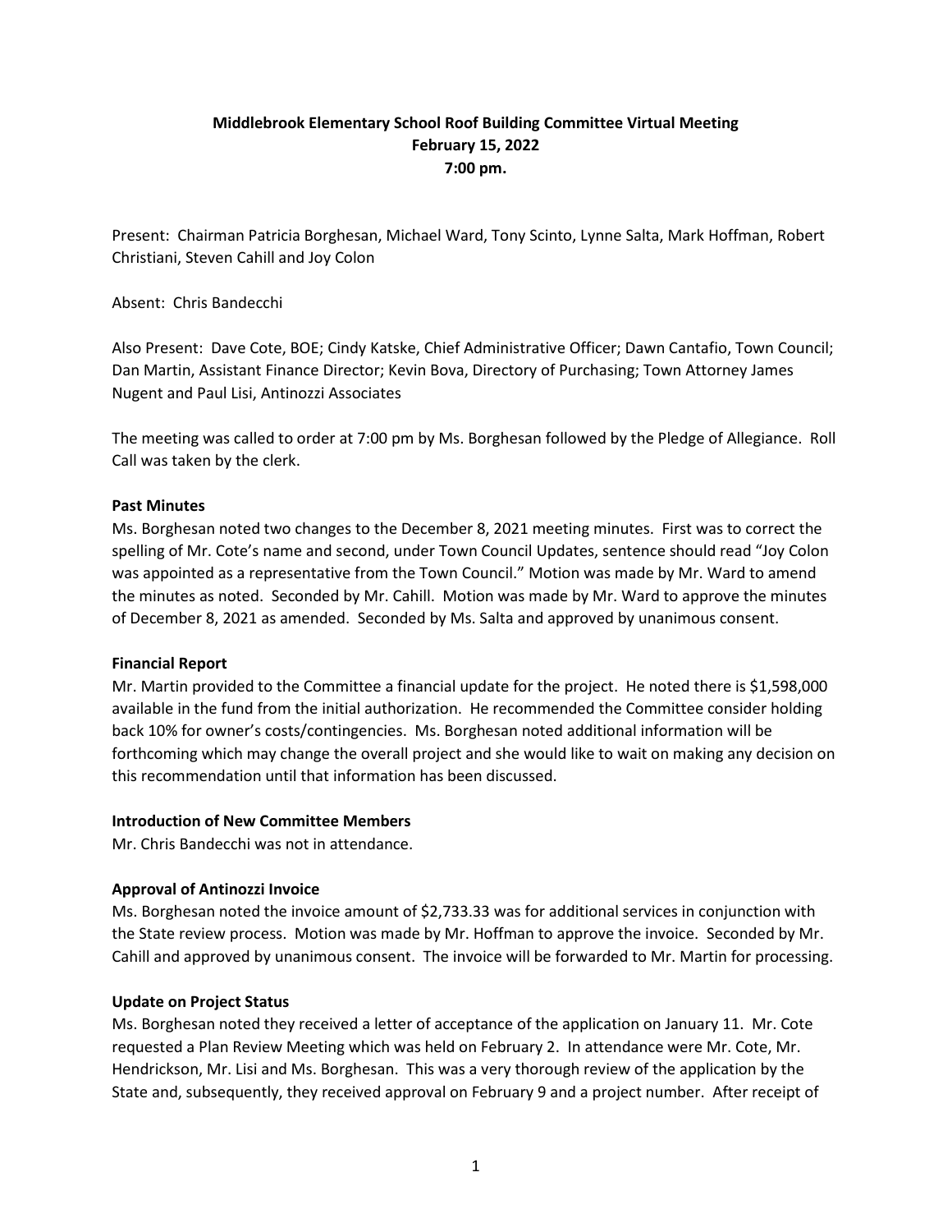# Middlebrook Elementary School Roof Building Committee Virtual Meeting
## February 15, 2022
## 7:00 pm.

Present: Chairman Patricia Borghesan, Michael Ward, Tony Scinto, Lynne Salta, Mark Hoffman, Robert Christiani, Steven Cahill and Joy Colon

Absent: Chris Bandecchi

Also Present: Dave Cote, BOE; Cindy Katske, Chief Administrative Officer; Dawn Cantafio, Town Council; Dan Martin, Assistant Finance Director; Kevin Bova, Directory of Purchasing; Town Attorney James Nugent and Paul Lisi, Antinozzi Associates

The meeting was called to order at 7:00 pm by Ms. Borghesan followed by the Pledge of Allegiance. Roll Call was taken by the clerk.

**Past Minutes**

Ms. Borghesan noted two changes to the December 8, 2021 meeting minutes. First was to correct the spelling of Mr. Cote's name and second, under Town Council Updates, sentence should read "Joy Colon was appointed as a representative from the Town Council." Motion was made by Mr. Ward to amend the minutes as noted. Seconded by Mr. Cahill. Motion was made by Mr. Ward to approve the minutes of December 8, 2021 as amended. Seconded by Ms. Salta and approved by unanimous consent.

**Financial Report**

Mr. Martin provided to the Committee a financial update for the project. He noted there is $1,598,000 available in the fund from the initial authorization. He recommended the Committee consider holding back 10% for owner's costs/contingencies. Ms. Borghesan noted additional information will be forthcoming which may change the overall project and she would like to wait on making any decision on this recommendation until that information has been discussed.

**Introduction of New Committee Members**

Mr. Chris Bandecchi was not in attendance.

**Approval of Antinozzi Invoice**

Ms. Borghesan noted the invoice amount of $2,733.33 was for additional services in conjunction with the State review process. Motion was made by Mr. Hoffman to approve the invoice. Seconded by Mr. Cahill and approved by unanimous consent. The invoice will be forwarded to Mr. Martin for processing.

**Update on Project Status**

Ms. Borghesan noted they received a letter of acceptance of the application on January 11. Mr. Cote requested a Plan Review Meeting which was held on February 2. In attendance were Mr. Cote, Mr. Hendrickson, Mr. Lisi and Ms. Borghesan. This was a very thorough review of the application by the State and, subsequently, they received approval on February 9 and a project number. After receipt of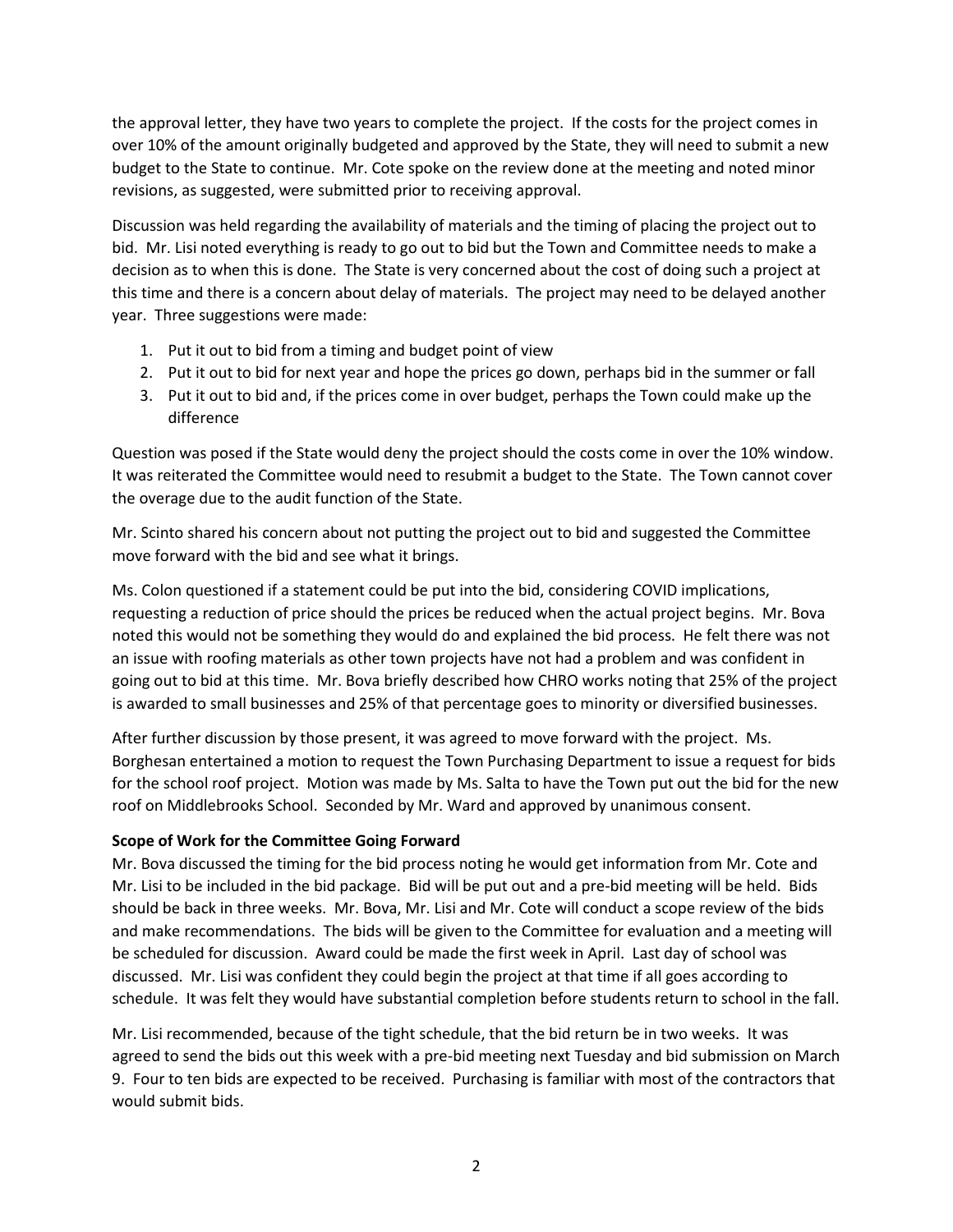the approval letter, they have two years to complete the project. If the costs for the project comes in over 10% of the amount originally budgeted and approved by the State, they will need to submit a new budget to the State to continue. Mr. Cote spoke on the review done at the meeting and noted minor revisions, as suggested, were submitted prior to receiving approval.

Discussion was held regarding the availability of materials and the timing of placing the project out to bid. Mr. Lisi noted everything is ready to go out to bid but the Town and Committee needs to make a decision as to when this is done. The State is very concerned about the cost of doing such a project at this time and there is a concern about delay of materials. The project may need to be delayed another year. Three suggestions were made:

1. Put it out to bid from a timing and budget point of view
2. Put it out to bid for next year and hope the prices go down, perhaps bid in the summer or fall
3. Put it out to bid and, if the prices come in over budget, perhaps the Town could make up the difference

Question was posed if the State would deny the project should the costs come in over the 10% window. It was reiterated the Committee would need to resubmit a budget to the State. The Town cannot cover the overage due to the audit function of the State.

Mr. Scinto shared his concern about not putting the project out to bid and suggested the Committee move forward with the bid and see what it brings.

Ms. Colon questioned if a statement could be put into the bid, considering COVID implications, requesting a reduction of price should the prices be reduced when the actual project begins. Mr. Bova noted this would not be something they would do and explained the bid process. He felt there was not an issue with roofing materials as other town projects have not had a problem and was confident in going out to bid at this time. Mr. Bova briefly described how CHRO works noting that 25% of the project is awarded to small businesses and 25% of that percentage goes to minority or diversified businesses.

After further discussion by those present, it was agreed to move forward with the project. Ms. Borghesan entertained a motion to request the Town Purchasing Department to issue a request for bids for the school roof project. Motion was made by Ms. Salta to have the Town put out the bid for the new roof on Middlebrooks School. Seconded by Mr. Ward and approved by unanimous consent.

**Scope of Work for the Committee Going Forward**

Mr. Bova discussed the timing for the bid process noting he would get information from Mr. Cote and Mr. Lisi to be included in the bid package. Bid will be put out and a pre-bid meeting will be held. Bids should be back in three weeks. Mr. Bova, Mr. Lisi and Mr. Cote will conduct a scope review of the bids and make recommendations. The bids will be given to the Committee for evaluation and a meeting will be scheduled for discussion. Award could be made the first week in April. Last day of school was discussed. Mr. Lisi was confident they could begin the project at that time if all goes according to schedule. It was felt they would have substantial completion before students return to school in the fall.

Mr. Lisi recommended, because of the tight schedule, that the bid return be in two weeks. It was agreed to send the bids out this week with a pre-bid meeting next Tuesday and bid submission on March 9. Four to ten bids are expected to be received. Purchasing is familiar with most of the contractors that would submit bids.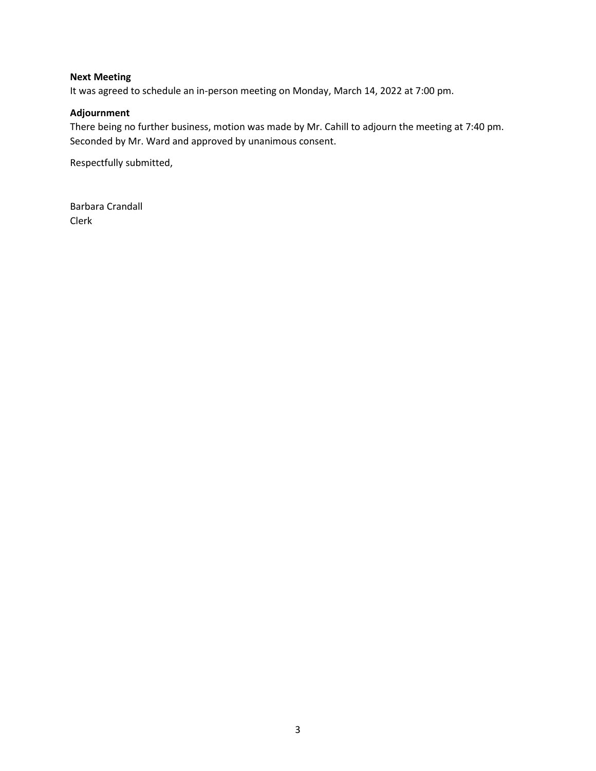**Next Meeting**

It was agreed to schedule an in-person meeting on Monday, March 14, 2022 at 7:00 pm.

**Adjournment**

There being no further business, motion was made by Mr. Cahill to adjourn the meeting at 7:40 pm. Seconded by Mr. Ward and approved by unanimous consent.

Respectfully submitted,

Barbara Crandall
Clerk